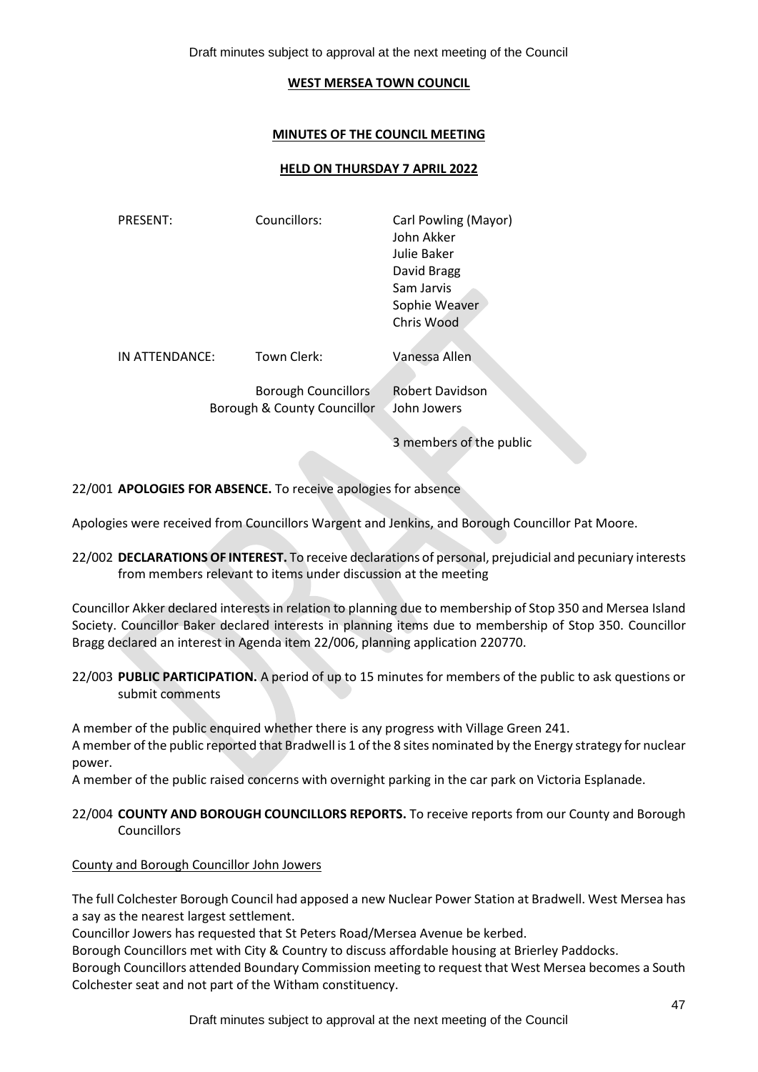Draft minutes subject to approval at the next meeting of the Council

# WEST MERSEA TOWN COUNCIL

## MINUTES OF THE COUNCIL MEETING

## HELD ON THURSDAY 7 APRIL 2022

| | | |
|---|---|---|
| PRESENT: | Councillors: | Carl Powling (Mayor)<br>John Akker<br>Julie Baker<br>David Bragg<br>Sam Jarvis<br>Sophie Weaver<br>Chris Wood |
| IN ATTENDANCE: | Town Clerk: | Vanessa Allen |
| | Borough Councillors<br>Borough & County Councillor | Robert Davidson<br>John Jowers |
| | | 3 members of the public |

22/001 **APOLOGIES FOR ABSENCE.** To receive apologies for absence

Apologies were received from Councillors Wargent and Jenkins, and Borough Councillor Pat Moore.

22/002 **DECLARATIONS OF INTEREST.** To receive declarations of personal, prejudicial and pecuniary interests from members relevant to items under discussion at the meeting

Councillor Akker declared interests in relation to planning due to membership of Stop 350 and Mersea Island Society. Councillor Baker declared interests in planning items due to membership of Stop 350. Councillor Bragg declared an interest in Agenda item 22/006, planning application 220770.

22/003 **PUBLIC PARTICIPATION.** A period of up to 15 minutes for members of the public to ask questions or submit comments

A member of the public enquired whether there is any progress with Village Green 241.

A member of the public reported that Bradwell is 1 of the 8 sites nominated by the Energy strategy for nuclear power.

A member of the public raised concerns with overnight parking in the car park on Victoria Esplanade.

22/004 **COUNTY AND BOROUGH COUNCILLORS REPORTS.** To receive reports from our County and Borough Councillors

County and Borough Councillor John Jowers

The full Colchester Borough Council had apposed a new Nuclear Power Station at Bradwell. West Mersea has a say as the nearest largest settlement.

Councillor Jowers has requested that St Peters Road/Mersea Avenue be kerbed.

Borough Councillors met with City & Country to discuss affordable housing at Brierley Paddocks.

Borough Councillors attended Boundary Commission meeting to request that West Mersea becomes a South Colchester seat and not part of the Witham constituency.

Draft minutes subject to approval at the next meeting of the Council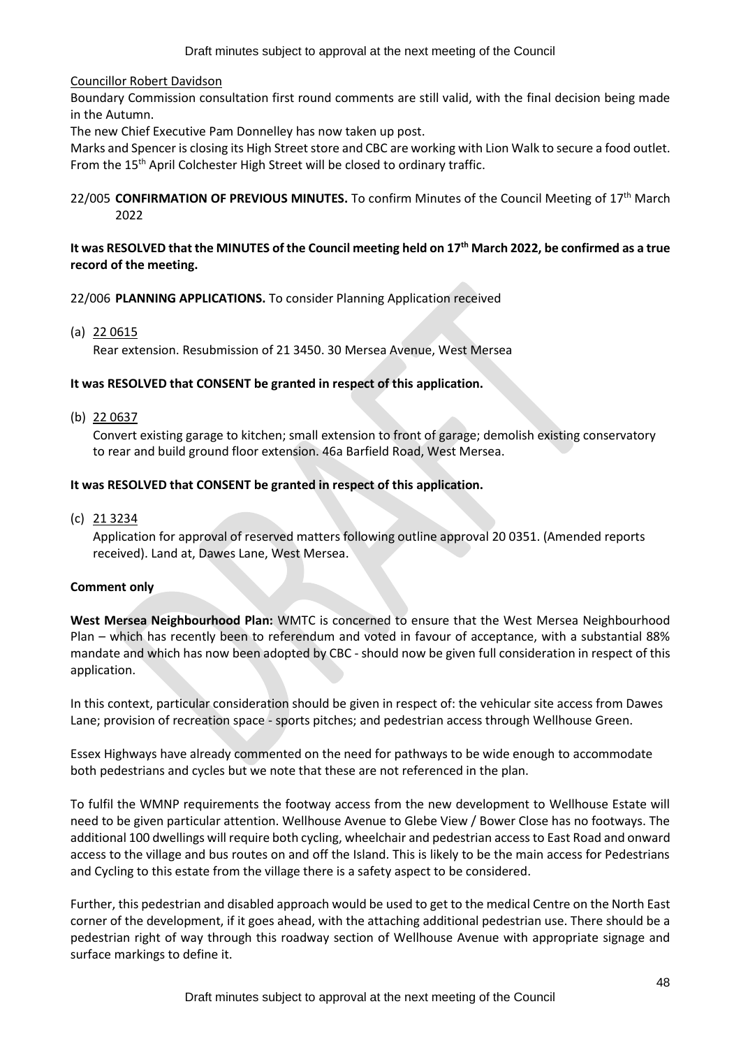Councillor Robert Davidson

Boundary Commission consultation first round comments are still valid, with the final decision being made in the Autumn.

The new Chief Executive Pam Donnelley has now taken up post.

Marks and Spencer is closing its High Street store and CBC are working with Lion Walk to secure a food outlet. From the 15th April Colchester High Street will be closed to ordinary traffic.

22/005 **CONFIRMATION OF PREVIOUS MINUTES.** To confirm Minutes of the Council Meeting of 17th March 2022

**It was RESOLVED that the MINUTES of the Council meeting held on 17th March 2022, be confirmed as a true record of the meeting.**

22/006 **PLANNING APPLICATIONS.** To consider Planning Application received

(a) 22 0615

Rear extension. Resubmission of 21 3450. 30 Mersea Avenue, West Mersea

**It was RESOLVED that CONSENT be granted in respect of this application.**

(b) 22 0637

Convert existing garage to kitchen; small extension to front of garage; demolish existing conservatory to rear and build ground floor extension. 46a Barfield Road, West Mersea.

**It was RESOLVED that CONSENT be granted in respect of this application.**

(c) 21 3234

Application for approval of reserved matters following outline approval 20 0351. (Amended reports received). Land at, Dawes Lane, West Mersea.

**Comment only**

**West Mersea Neighbourhood Plan:** WMTC is concerned to ensure that the West Mersea Neighbourhood Plan – which has recently been to referendum and voted in favour of acceptance, with a substantial 88% mandate and which has now been adopted by CBC - should now be given full consideration in respect of this application.

In this context, particular consideration should be given in respect of: the vehicular site access from Dawes Lane; provision of recreation space - sports pitches; and pedestrian access through Wellhouse Green.

Essex Highways have already commented on the need for pathways to be wide enough to accommodate both pedestrians and cycles but we note that these are not referenced in the plan.

To fulfil the WMNP requirements the footway access from the new development to Wellhouse Estate will need to be given particular attention. Wellhouse Avenue to Glebe View / Bower Close has no footways. The additional 100 dwellings will require both cycling, wheelchair and pedestrian access to East Road and onward access to the village and bus routes on and off the Island. This is likely to be the main access for Pedestrians and Cycling to this estate from the village there is a safety aspect to be considered.

Further, this pedestrian and disabled approach would be used to get to the medical Centre on the North East corner of the development, if it goes ahead, with the attaching additional pedestrian use. There should be a pedestrian right of way through this roadway section of Wellhouse Avenue with appropriate signage and surface markings to define it.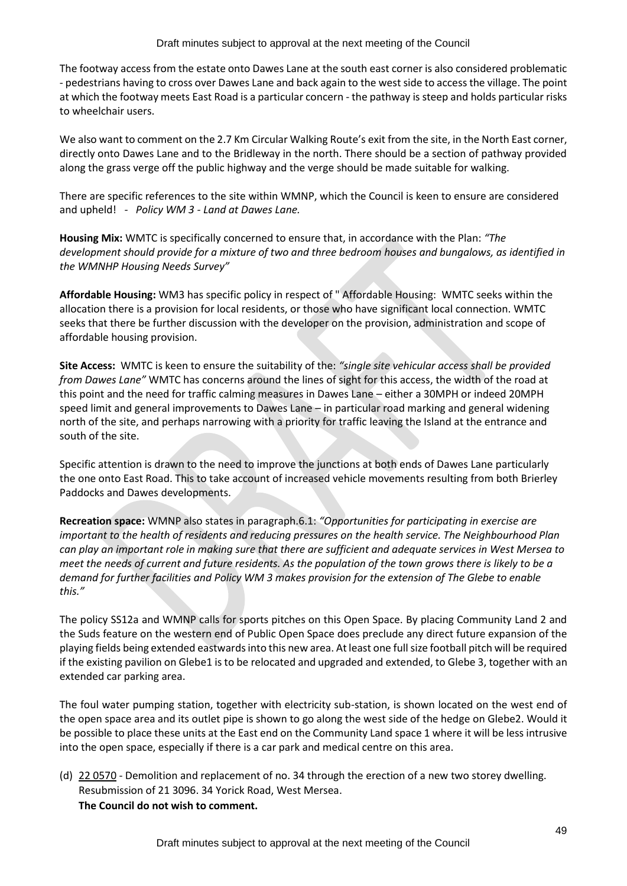The footway access from the estate onto Dawes Lane at the south east corner is also considered problematic - pedestrians having to cross over Dawes Lane and back again to the west side to access the village. The point at which the footway meets East Road is a particular concern - the pathway is steep and holds particular risks to wheelchair users.

We also want to comment on the 2.7 Km Circular Walking Route's exit from the site, in the North East corner, directly onto Dawes Lane and to the Bridleway in the north. There should be a section of pathway provided along the grass verge off the public highway and the verge should be made suitable for walking.

There are specific references to the site within WMNP, which the Council is keen to ensure are considered and upheld! - *Policy WM 3 - Land at Dawes Lane.*

**Housing Mix:** WMTC is specifically concerned to ensure that, in accordance with the Plan: *"The development should provide for a mixture of two and three bedroom houses and bungalows, as identified in the WMNHP Housing Needs Survey"*

**Affordable Housing:** WM3 has specific policy in respect of " Affordable Housing: WMTC seeks within the allocation there is a provision for local residents, or those who have significant local connection. WMTC seeks that there be further discussion with the developer on the provision, administration and scope of affordable housing provision.

**Site Access:** WMTC is keen to ensure the suitability of the: *"single site vehicular access shall be provided from Dawes Lane"* WMTC has concerns around the lines of sight for this access, the width of the road at this point and the need for traffic calming measures in Dawes Lane – either a 30MPH or indeed 20MPH speed limit and general improvements to Dawes Lane – in particular road marking and general widening north of the site, and perhaps narrowing with a priority for traffic leaving the Island at the entrance and south of the site.

Specific attention is drawn to the need to improve the junctions at both ends of Dawes Lane particularly the one onto East Road. This to take account of increased vehicle movements resulting from both Brierley Paddocks and Dawes developments.

**Recreation space:** WMNP also states in paragraph.6.1: *"Opportunities for participating in exercise are important to the health of residents and reducing pressures on the health service. The Neighbourhood Plan can play an important role in making sure that there are sufficient and adequate services in West Mersea to meet the needs of current and future residents. As the population of the town grows there is likely to be a demand for further facilities and Policy WM 3 makes provision for the extension of The Glebe to enable this."*

The policy SS12a and WMNP calls for sports pitches on this Open Space. By placing Community Land 2 and the Suds feature on the western end of Public Open Space does preclude any direct future expansion of the playing fields being extended eastwards into this new area. At least one full size football pitch will be required if the existing pavilion on Glebe1 is to be relocated and upgraded and extended, to Glebe 3, together with an extended car parking area.

The foul water pumping station, together with electricity sub-station, is shown located on the west end of the open space area and its outlet pipe is shown to go along the west side of the hedge on Glebe2. Would it be possible to place these units at the East end on the Community Land space 1 where it will be less intrusive into the open space, especially if there is a car park and medical centre on this area.

(d) 22 0570 - Demolition and replacement of no. 34 through the erection of a new two storey dwelling. Resubmission of 21 3096. 34 Yorick Road, West Mersea.
**The Council do not wish to comment.**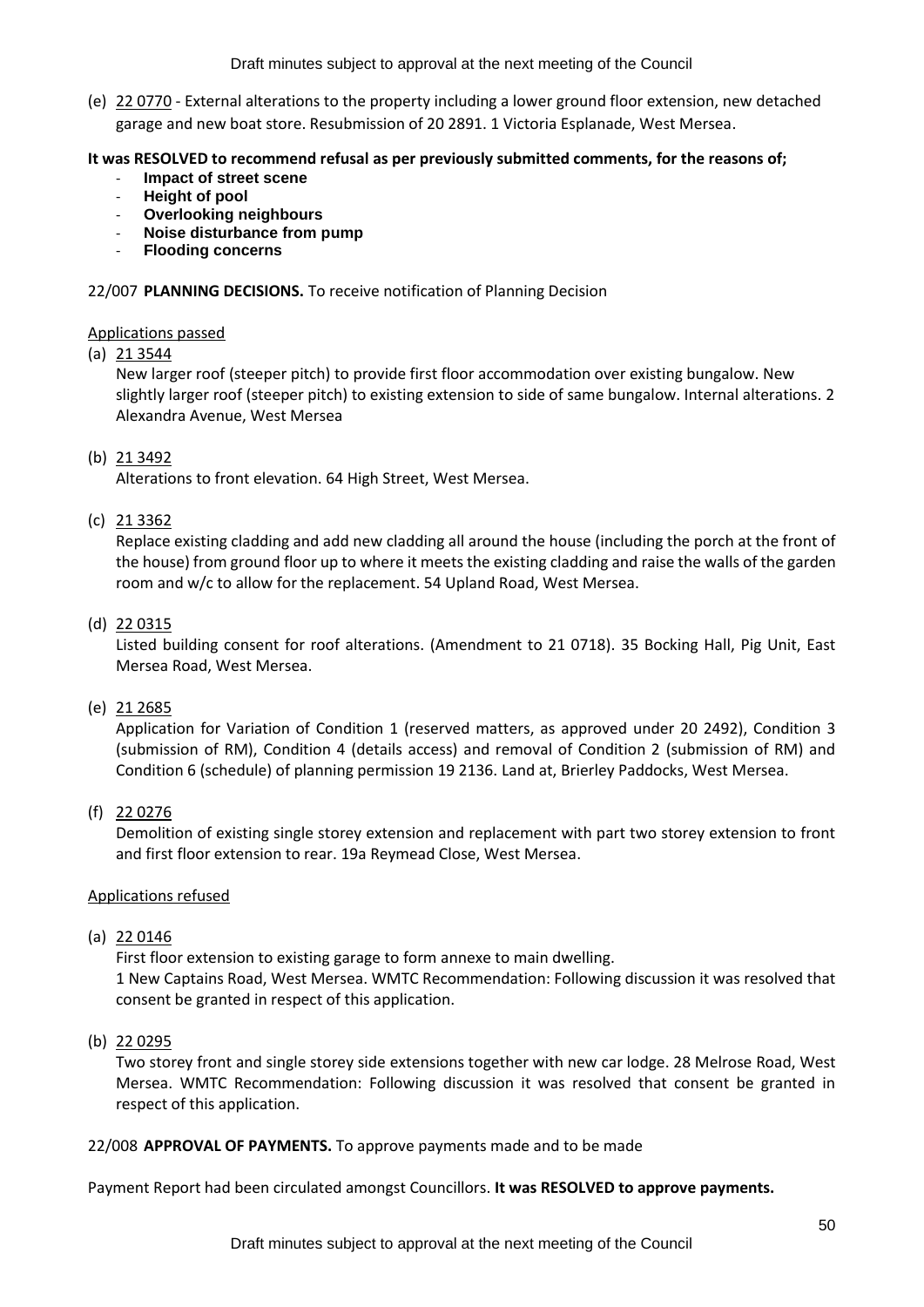(e) 22 0770 - External alterations to the property including a lower ground floor extension, new detached garage and new boat store. Resubmission of 20 2891. 1 Victoria Esplanade, West Mersea.

**It was RESOLVED to recommend refusal as per previously submitted comments, for the reasons of;**

- **Impact of street scene**
- **Height of pool**
- **Overlooking neighbours**
- **Noise disturbance from pump**
- **Flooding concerns**

22/007 **PLANNING DECISIONS.** To receive notification of Planning Decision

Applications passed

(a) 21 3544
New larger roof (steeper pitch) to provide first floor accommodation over existing bungalow. New slightly larger roof (steeper pitch) to existing extension to side of same bungalow. Internal alterations. 2 Alexandra Avenue, West Mersea

(b) 21 3492
Alterations to front elevation. 64 High Street, West Mersea.

(c) 21 3362
Replace existing cladding and add new cladding all around the house (including the porch at the front of the house) from ground floor up to where it meets the existing cladding and raise the walls of the garden room and w/c to allow for the replacement. 54 Upland Road, West Mersea.

(d) 22 0315
Listed building consent for roof alterations. (Amendment to 21 0718). 35 Bocking Hall, Pig Unit, East Mersea Road, West Mersea.

(e) 21 2685
Application for Variation of Condition 1 (reserved matters, as approved under 20 2492), Condition 3 (submission of RM), Condition 4 (details access) and removal of Condition 2 (submission of RM) and Condition 6 (schedule) of planning permission 19 2136. Land at, Brierley Paddocks, West Mersea.

(f) 22 0276
Demolition of existing single storey extension and replacement with part two storey extension to front and first floor extension to rear. 19a Reymead Close, West Mersea.

Applications refused

(a) 22 0146
First floor extension to existing garage to form annexe to main dwelling.
1 New Captains Road, West Mersea. WMTC Recommendation: Following discussion it was resolved that consent be granted in respect of this application.

(b) 22 0295
Two storey front and single storey side extensions together with new car lodge. 28 Melrose Road, West Mersea. WMTC Recommendation: Following discussion it was resolved that consent be granted in respect of this application.

22/008 **APPROVAL OF PAYMENTS.** To approve payments made and to be made

Payment Report had been circulated amongst Councillors. **It was RESOLVED to approve payments.**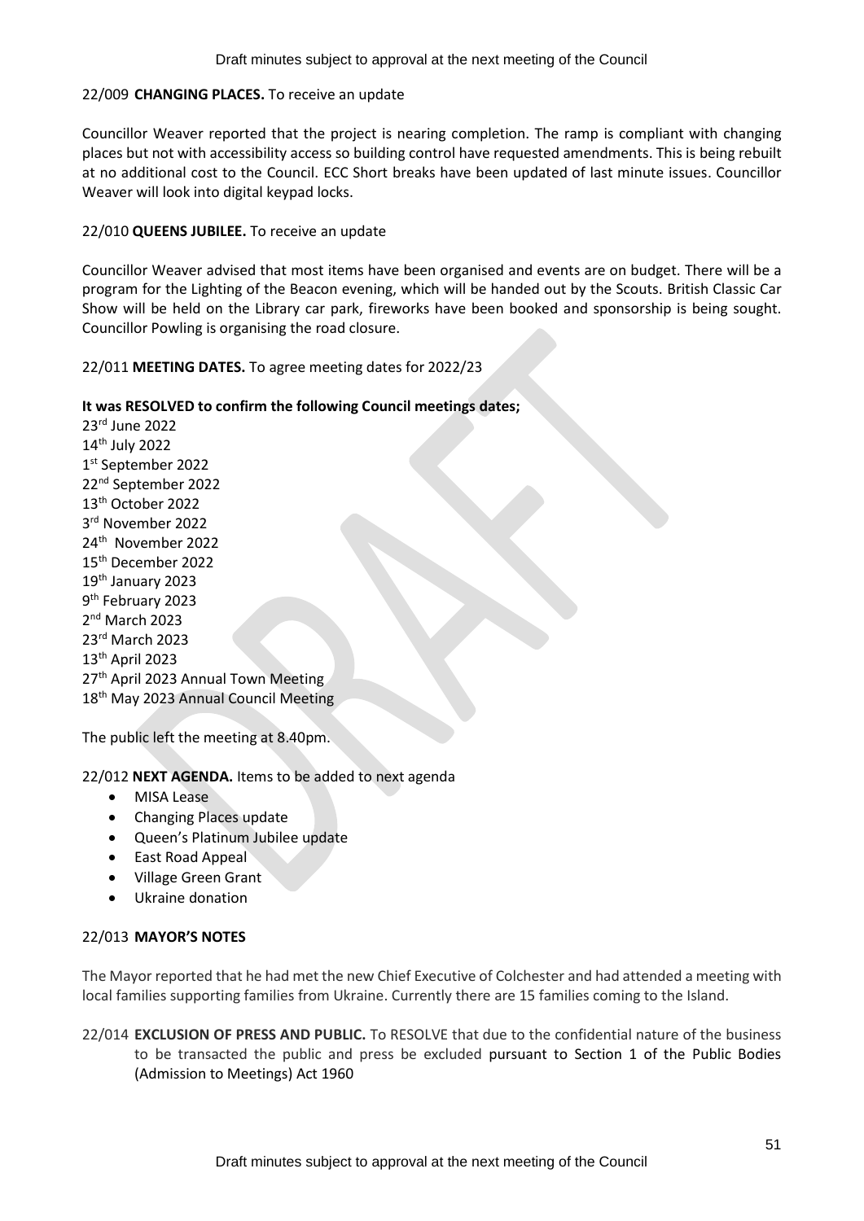22/009 **CHANGING PLACES.** To receive an update

Councillor Weaver reported that the project is nearing completion. The ramp is compliant with changing places but not with accessibility access so building control have requested amendments. This is being rebuilt at no additional cost to the Council. ECC Short breaks have been updated of last minute issues. Councillor Weaver will look into digital keypad locks.

22/010 **QUEENS JUBILEE.** To receive an update

Councillor Weaver advised that most items have been organised and events are on budget. There will be a program for the Lighting of the Beacon evening, which will be handed out by the Scouts. British Classic Car Show will be held on the Library car park, fireworks have been booked and sponsorship is being sought. Councillor Powling is organising the road closure.

22/011 **MEETING DATES.** To agree meeting dates for 2022/23

**It was RESOLVED to confirm the following Council meetings dates;**

23rd June 2022
14th July 2022
1st September 2022
22nd September 2022
13th October 2022
3rd November 2022
24th November 2022
15th December 2022
19th January 2023
9th February 2023
2nd March 2023
23rd March 2023
13th April 2023
27th April 2023 Annual Town Meeting
18th May 2023 Annual Council Meeting

The public left the meeting at 8.40pm.

22/012 **NEXT AGENDA.** Items to be added to next agenda

- MISA Lease
- Changing Places update
- Queen's Platinum Jubilee update
- East Road Appeal
- Village Green Grant
- Ukraine donation

22/013 **MAYOR'S NOTES**

The Mayor reported that he had met the new Chief Executive of Colchester and had attended a meeting with local families supporting families from Ukraine. Currently there are 15 families coming to the Island.

22/014 **EXCLUSION OF PRESS AND PUBLIC.** To RESOLVE that due to the confidential nature of the business to be transacted the public and press be excluded pursuant to Section 1 of the Public Bodies (Admission to Meetings) Act 1960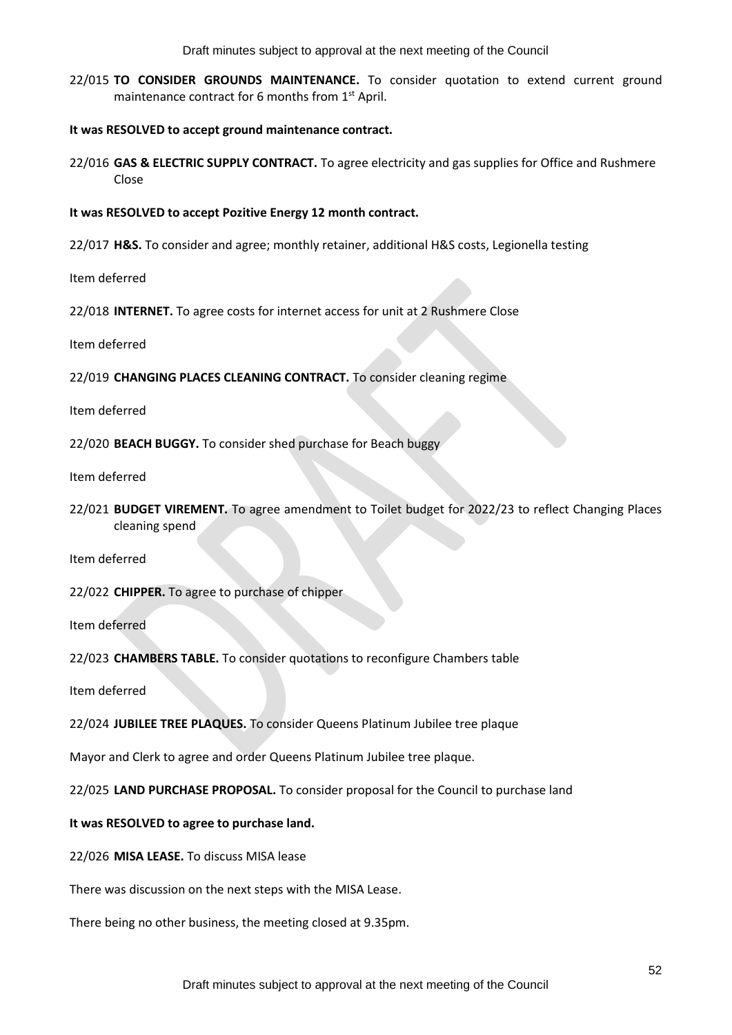22/015 **TO CONSIDER GROUNDS MAINTENANCE.** To consider quotation to extend current ground maintenance contract for 6 months from 1st April.

**It was RESOLVED to accept ground maintenance contract.**

22/016 **GAS & ELECTRIC SUPPLY CONTRACT.** To agree electricity and gas supplies for Office and Rushmere Close

**It was RESOLVED to accept Pozitive Energy 12 month contract.**

22/017 **H&S.** To consider and agree; monthly retainer, additional H&S costs, Legionella testing

Item deferred

22/018 **INTERNET.** To agree costs for internet access for unit at 2 Rushmere Close

Item deferred

22/019 **CHANGING PLACES CLEANING CONTRACT.** To consider cleaning regime

Item deferred

22/020 **BEACH BUGGY.** To consider shed purchase for Beach buggy

Item deferred

22/021 **BUDGET VIREMENT.** To agree amendment to Toilet budget for 2022/23 to reflect Changing Places cleaning spend

Item deferred

22/022 **CHIPPER.** To agree to purchase of chipper

Item deferred

22/023 **CHAMBERS TABLE.** To consider quotations to reconfigure Chambers table

Item deferred

22/024 **JUBILEE TREE PLAQUES.** To consider Queens Platinum Jubilee tree plaque

Mayor and Clerk to agree and order Queens Platinum Jubilee tree plaque.

22/025 **LAND PURCHASE PROPOSAL.** To consider proposal for the Council to purchase land

**It was RESOLVED to agree to purchase land.**

22/026 **MISA LEASE.** To discuss MISA lease

There was discussion on the next steps with the MISA Lease.

There being no other business, the meeting closed at 9.35pm.